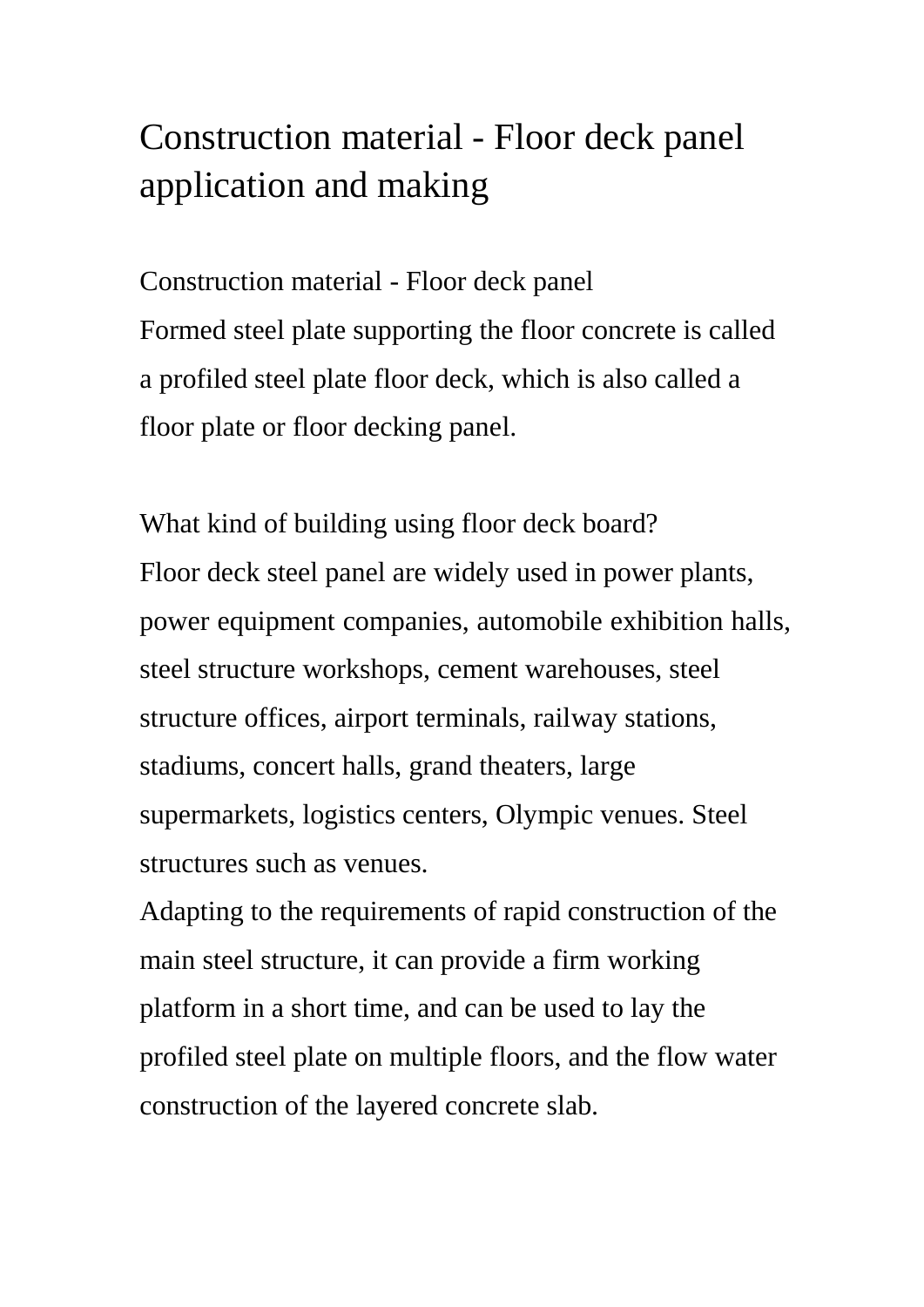# Construction material - Floor deck panel application and making

Construction material - Floor deck panel

Formed steel plate supporting the floor concrete is called a profiled steel plate floor deck, which is also called a floor plate or floor decking panel.

What kind of building using floor deck board?

Floor deck steel panel are widely used in power plants, power equipment companies, automobile exhibition halls, steel structure workshops, cement warehouses, steel structure offices, airport terminals, railway stations, stadiums, concert halls, grand theaters, large supermarkets, logistics centers, Olympic venues. Steel structures such as venues.

Adapting to the requirements of rapid construction of the main steel structure, it can provide a firm working platform in a short time, and can be used to lay the profiled steel plate on multiple floors, and the flow water construction of the layered concrete slab.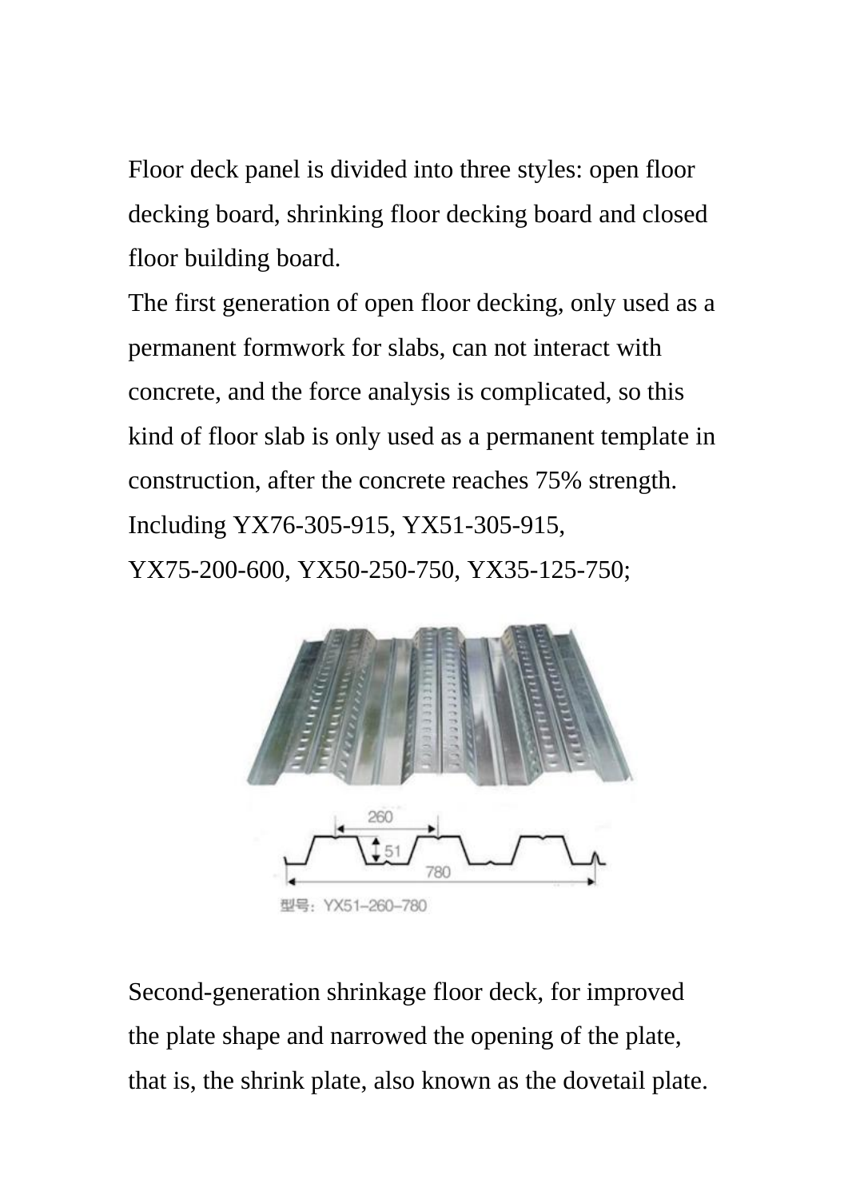Floor deck panel is divided into three styles: open floor decking board, shrinking floor decking board and closed floor building board.

The first generation of open floor decking, only used as a permanent formwork for slabs, can not interact with concrete, and the force analysis is complicated, so this kind of floor slab is only used as a permanent template in construction, after the concrete reaches 75% strength. Including YX76-305-915, YX51-305-915, YX75-200-600, YX50-250-750, YX35-125-750;

型号：YX51–260–780

Second-generation shrinkage floor deck, for improved the plate shape and narrowed the opening of the plate, that is, the shrink plate, also known as the dovetail plate.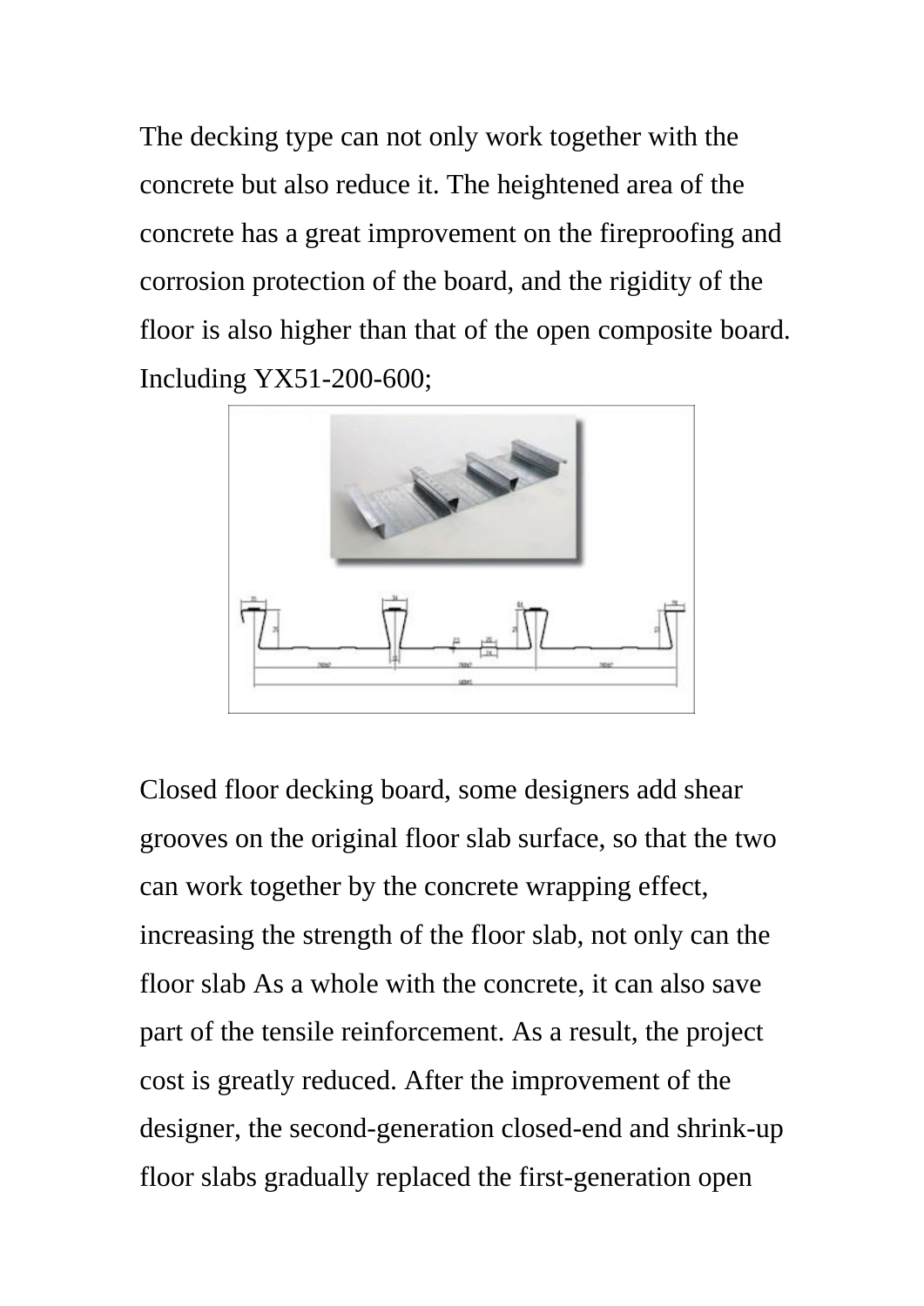The decking type can not only work together with the concrete but also reduce it. The heightened area of the concrete has a great improvement on the fireproofing and corrosion protection of the board, and the rigidity of the floor is also higher than that of the open composite board. Including YX51-200-600;

Closed floor decking board, some designers add shear grooves on the original floor slab surface, so that the two can work together by the concrete wrapping effect, increasing the strength of the floor slab, not only can the floor slab As a whole with the concrete, it can also save part of the tensile reinforcement. As a result, the project cost is greatly reduced. After the improvement of the designer, the second-generation closed-end and shrink-up floor slabs gradually replaced the first-generation open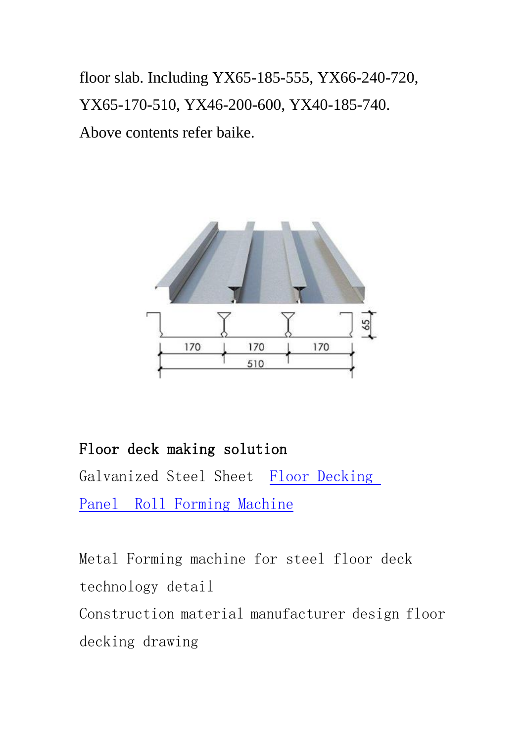floor slab. Including YX65-185-555, YX66-240-720, YX65-170-510, YX46-200-600, YX40-185-740. Above contents refer baike.

**Floor deck making solution**

Galvanized Steel Sheet Floor Decking Panel Roll Forming Machine

Metal Forming machine for steel floor deck technology detail

Construction material manufacturer design floor decking drawing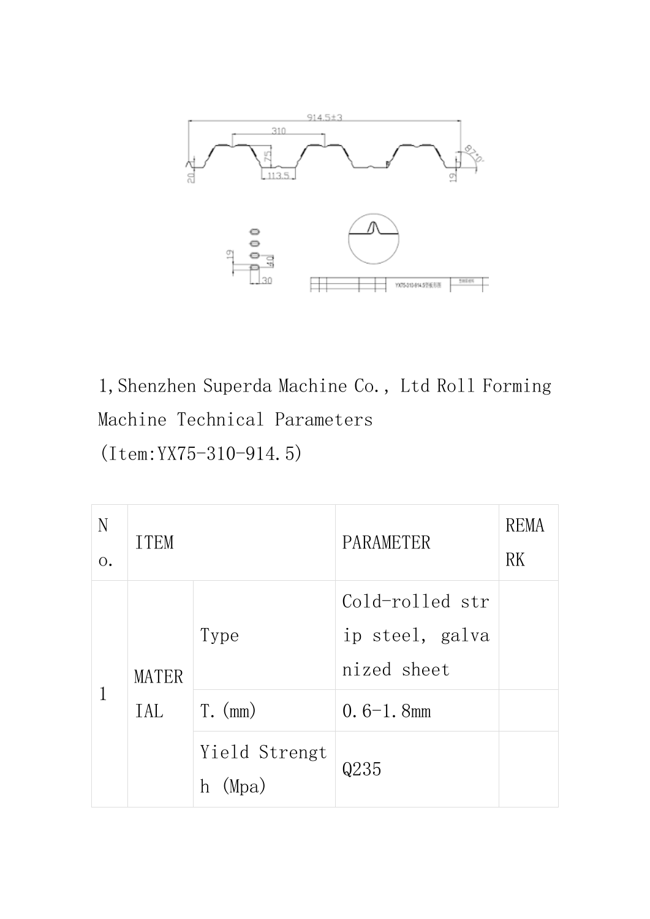1,Shenzhen Superda Machine Co., Ltd Roll Forming Machine Technical Parameters
(Item:YX75-310-914.5)

| No. | ITEM | | PARAMETER | REMARK |
|---|---|---|---|---|
| 1 | MATERIAL | Type | Cold-rolled strip steel, galvanized sheet | |
| | | T.(mm) | 0.6-1.8mm | |
| | | Yield Strength (Mpa) | Q235 | |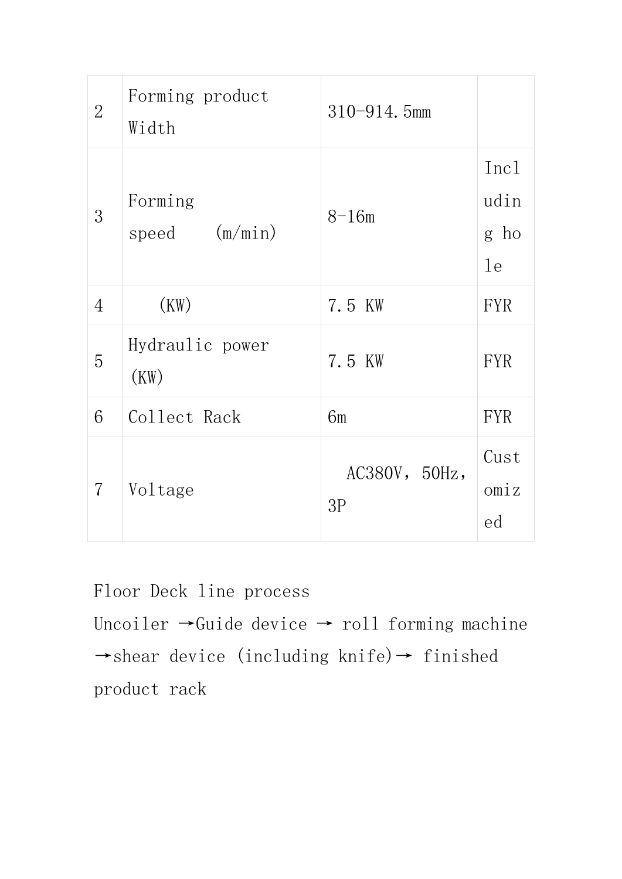| 2 | Forming product Width | 310-914.5mm | |
|---|---|---|---|
| 3 | Forming speed (m/min) | 8-16m | Including hole |
| 4 | (KW) | 7.5 KW | FYR |
| 5 | Hydraulic power (KW) | 7.5 KW | FYR |
| 6 | Collect Rack | 6m | FYR |
| 7 | Voltage | AC380V，50Hz，3P | Customized |

Floor Deck line process

Uncoiler →Guide device → roll forming machine →shear device (including knife)→ finished product rack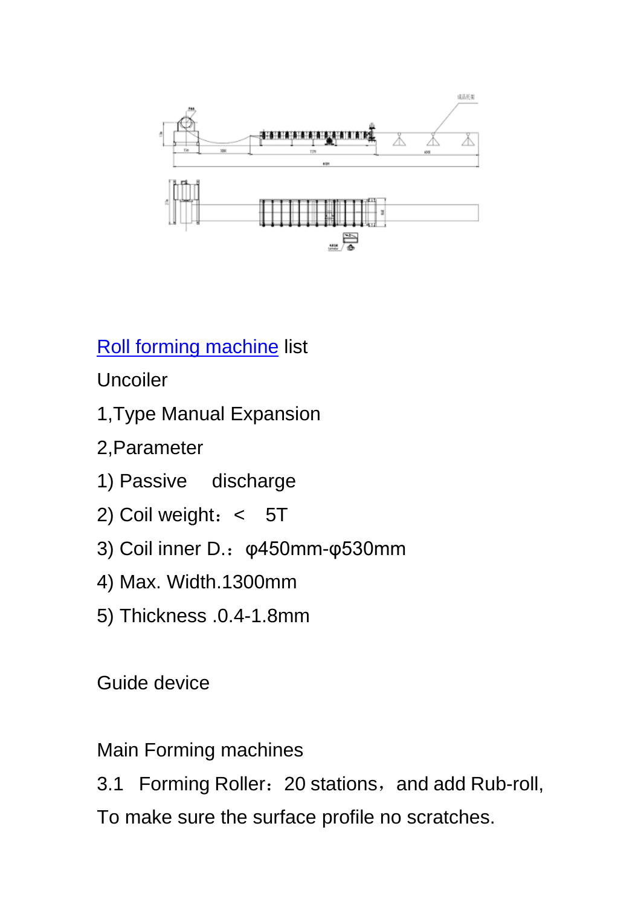Roll forming machine list

Uncoiler

1,Type Manual Expansion

2,Parameter

1) Passive discharge

2) Coil weight：< 5T

3) Coil inner D.：φ450mm-φ530mm

4) Max. Width.1300mm

5) Thickness .0.4-1.8mm

Guide device

Main Forming machines

3.1 Forming Roller：20 stations，and add Rub-roll,

To make sure the surface profile no scratches.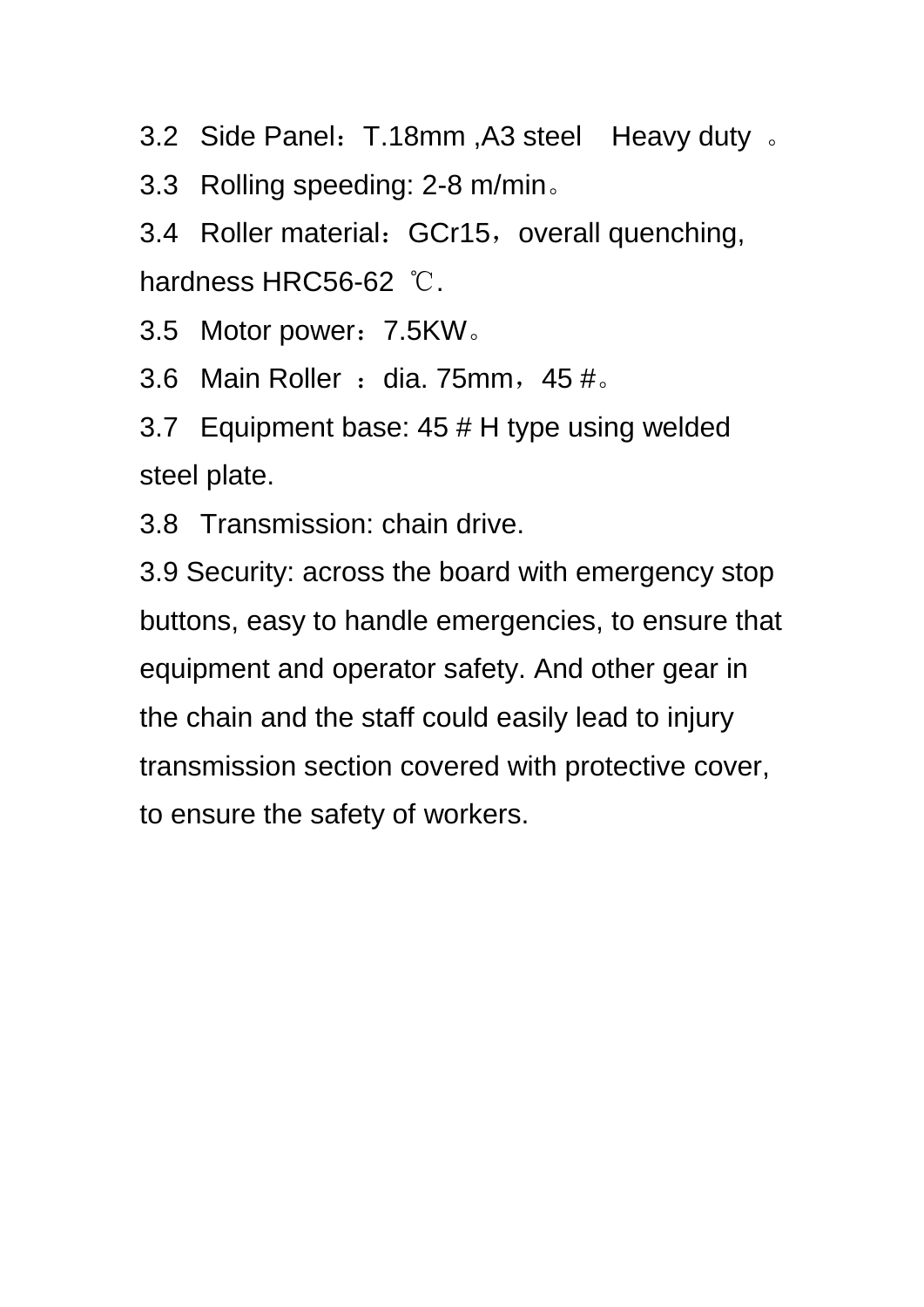3.2 Side Panel：T.18mm ,A3 steel Heavy duty 。

3.3 Rolling speeding: 2-8 m/min。

3.4 Roller material：GCr15，overall quenching, hardness HRC56-62 ℃.

3.5 Motor power：7.5KW。

3.6 Main Roller ：dia. 75mm，45 #。

3.7 Equipment base: 45 # H type using welded steel plate.

3.8 Transmission: chain drive.

3.9 Security: across the board with emergency stop buttons, easy to handle emergencies, to ensure that equipment and operator safety. And other gear in the chain and the staff could easily lead to injury transmission section covered with protective cover, to ensure the safety of workers.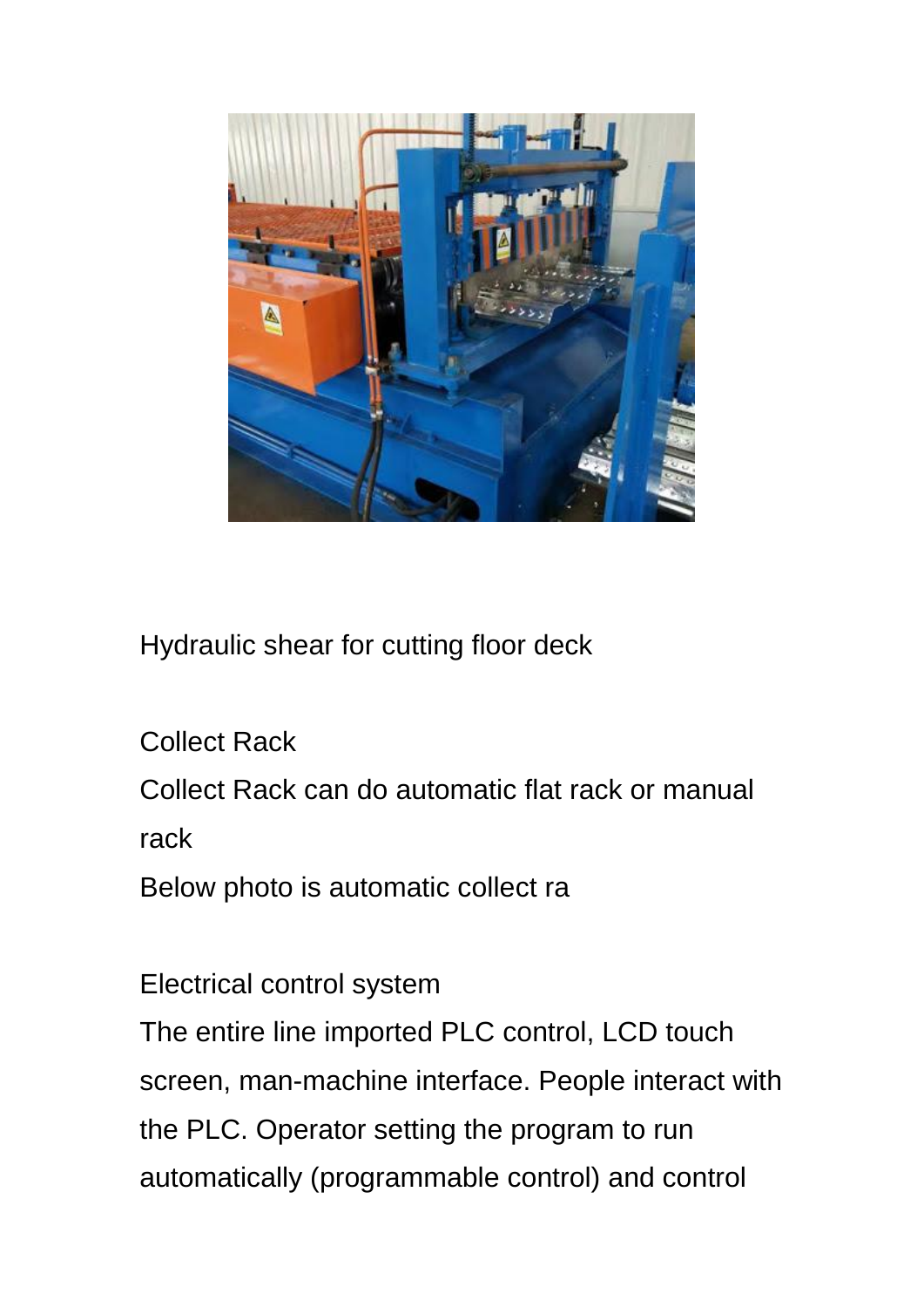Hydraulic shear for cutting floor deck

Collect Rack

Collect Rack can do automatic flat rack or manual rack

Below photo is automatic collect ra

Electrical control system

The entire line imported PLC control, LCD touch screen, man-machine interface. People interact with the PLC. Operator setting the program to run automatically (programmable control) and control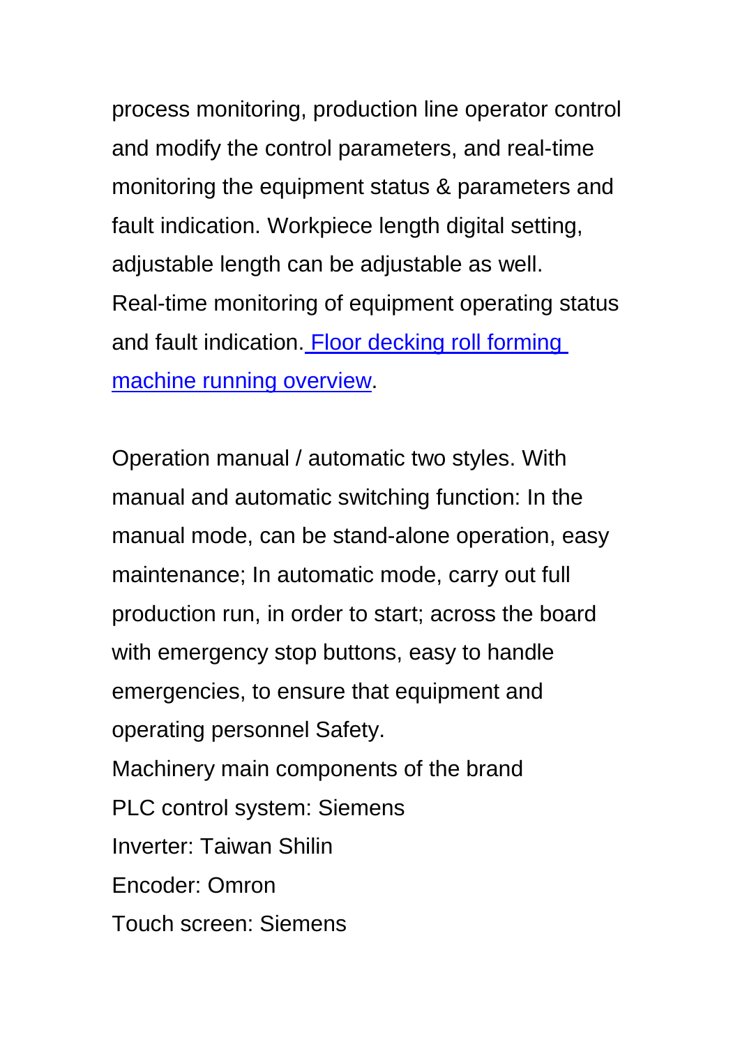process monitoring, production line operator control and modify the control parameters, and real-time monitoring the equipment status & parameters and fault indication. Workpiece length digital setting, adjustable length can be adjustable as well. Real-time monitoring of equipment operating status and fault indication. Floor decking roll forming machine running overview.

Operation manual / automatic two styles. With manual and automatic switching function: In the manual mode, can be stand-alone operation, easy maintenance; In automatic mode, carry out full production run, in order to start; across the board with emergency stop buttons, easy to handle emergencies, to ensure that equipment and operating personnel Safety.

Machinery main components of the brand

PLC control system: Siemens

Inverter: Taiwan Shilin

Encoder: Omron

Touch screen: Siemens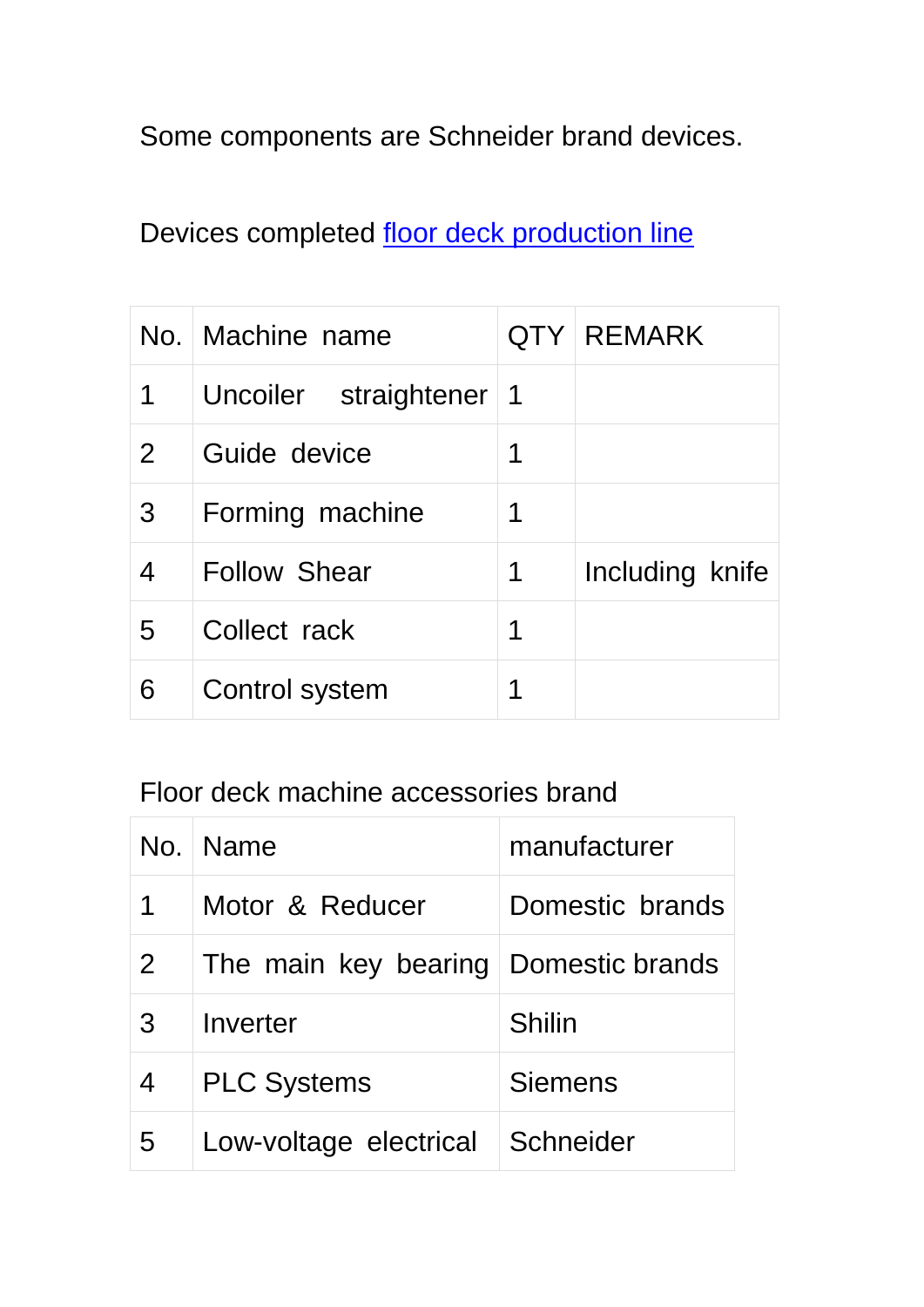Some components are Schneider brand devices.

Devices completed [floor deck production line]

| No. | Machine name | QTY | REMARK |
|---|---|---|---|
| 1 | Uncoiler straightener | 1 | |
| 2 | Guide device | 1 | |
| 3 | Forming machine | 1 | |
| 4 | Follow Shear | 1 | Including knife |
| 5 | Collect rack | 1 | |
| 6 | Control system | 1 | |

Floor deck machine accessories brand

| No. | Name | manufacturer |
|---|---|---|
| 1 | Motor & Reducer | Domestic brands |
| 2 | The main key bearing | Domestic brands |
| 3 | Inverter | Shilin |
| 4 | PLC Systems | Siemens |
| 5 | Low-voltage electrical | Schneider |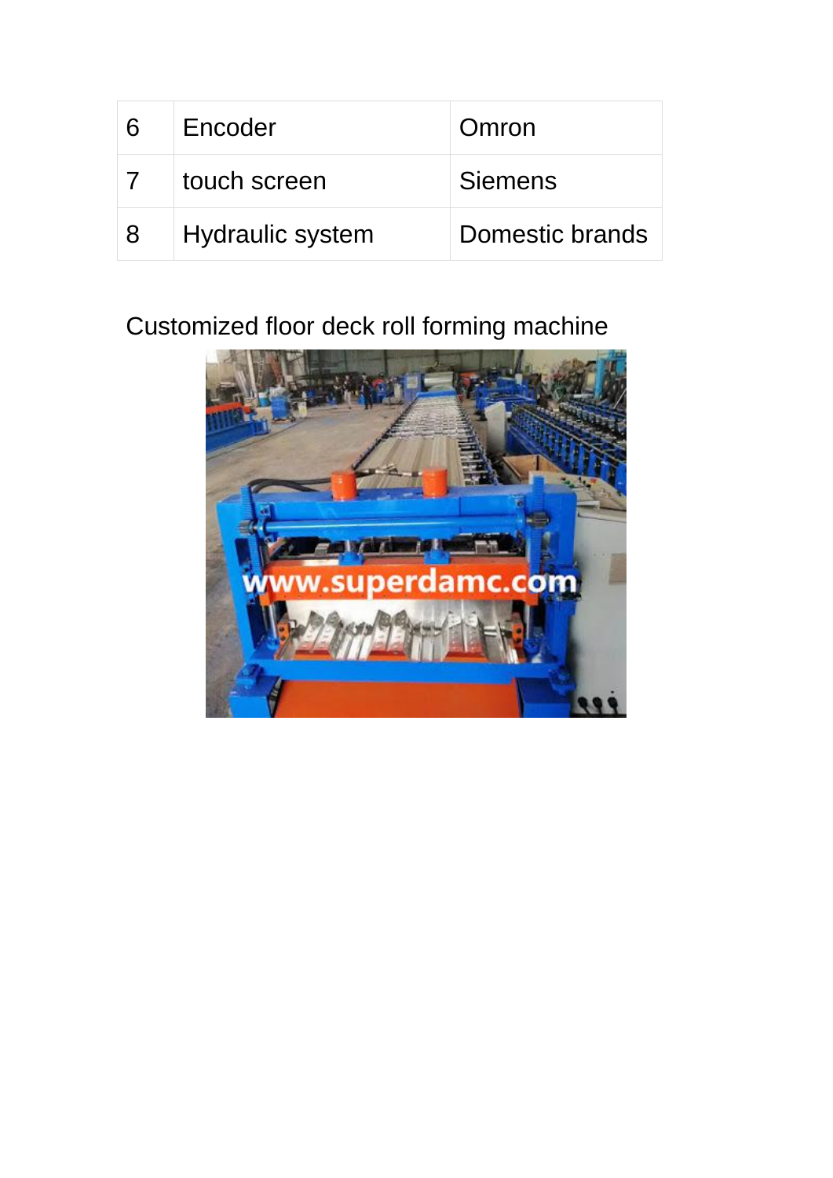| | | |
|---|---|---|
| 6 | Encoder | Omron |
| 7 | touch screen | Siemens |
| 8 | Hydraulic system | Domestic brands |

Customized floor deck roll forming machine